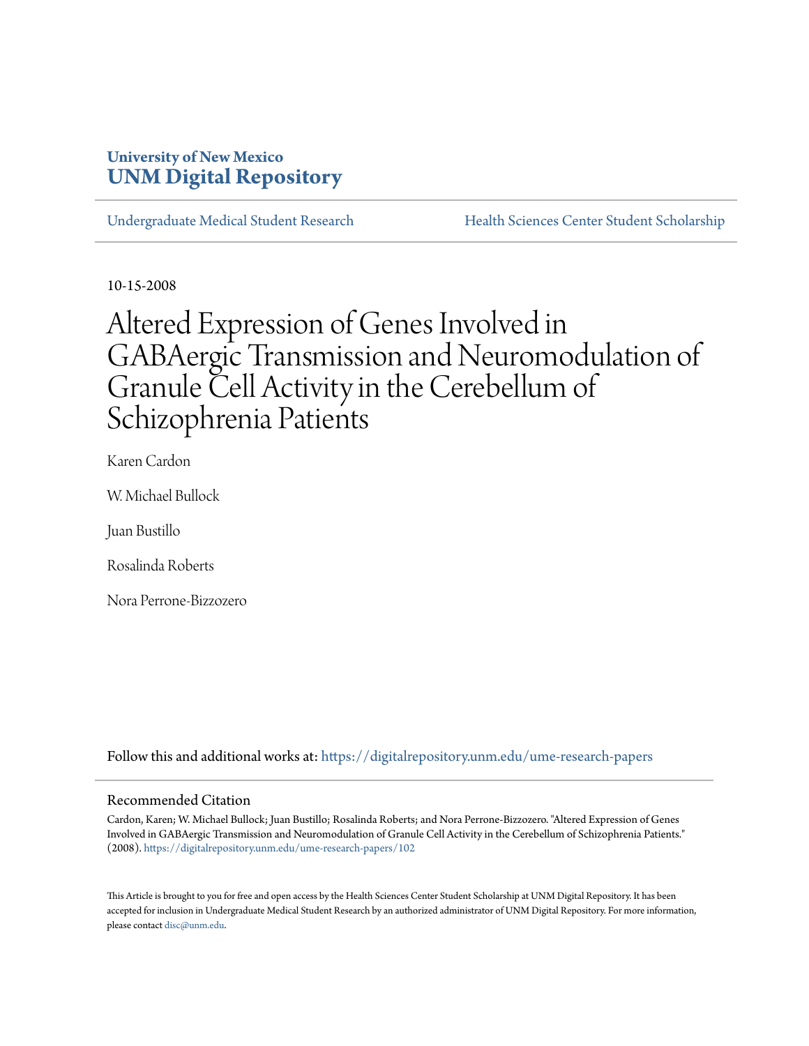University of New Mexico
**UNM Digital Repository**

Undergraduate Medical Student Research | Health Sciences Center Student Scholarship

10-15-2008

# Altered Expression of Genes Involved in GABAergic Transmission and Neuromodulation of Granule Cell Activity in the Cerebellum of Schizophrenia Patients

Karen Cardon

W. Michael Bullock

Juan Bustillo

Rosalinda Roberts

Nora Perrone-Bizzozero

Follow this and additional works at: https://digitalrepository.unm.edu/ume-research-papers

## Recommended Citation

Cardon, Karen; W. Michael Bullock; Juan Bustillo; Rosalinda Roberts; and Nora Perrone-Bizzozero. "Altered Expression of Genes Involved in GABAergic Transmission and Neuromodulation of Granule Cell Activity in the Cerebellum of Schizophrenia Patients." (2008). https://digitalrepository.unm.edu/ume-research-papers/102

This Article is brought to you for free and open access by the Health Sciences Center Student Scholarship at UNM Digital Repository. It has been accepted for inclusion in Undergraduate Medical Student Research by an authorized administrator of UNM Digital Repository. For more information, please contact disc@unm.edu.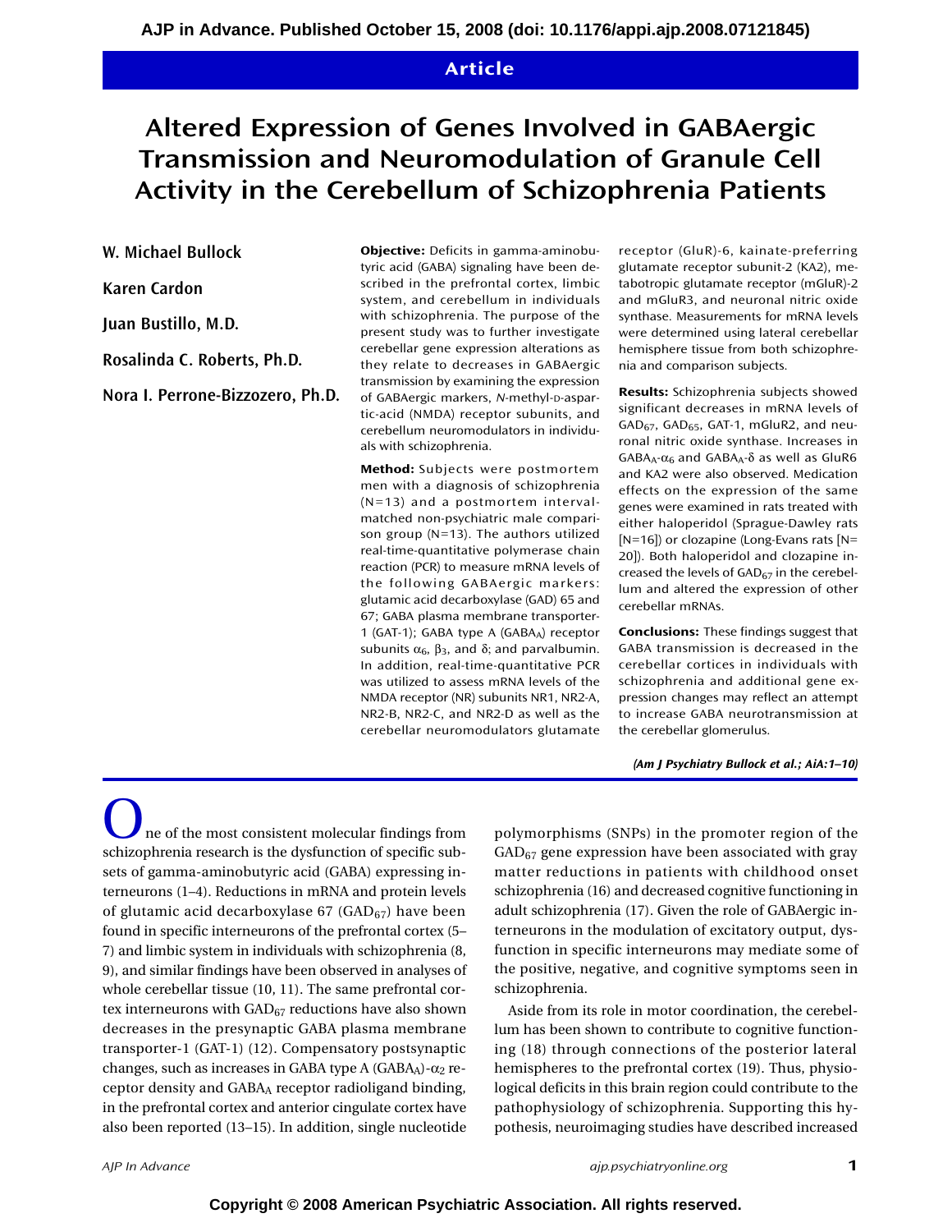# Altered Expression of Genes Involved in GABAergic Transmission and Neuromodulation of Granule Cell Activity in the Cerebellum of Schizophrenia Patients

**W. Michael Bullock**

**Karen Cardon**

**Juan Bustillo, M.D.**

**Rosalinda C. Roberts, Ph.D.**

**Nora I. Perrone-Bizzozero, Ph.D.**

**Objective:** Deficits in gamma-aminobutyric acid (GABA) signaling have been described in the prefrontal cortex, limbic system, and cerebellum in individuals with schizophrenia. The purpose of the present study was to further investigate cerebellar gene expression alterations as they relate to decreases in GABAergic transmission by examining the expression of GABAergic markers, *N*-methyl-D-aspartic-acid (NMDA) receptor subunits, and cerebellum neuromodulators in individuals with schizophrenia.

**Method:** Subjects were postmortem men with a diagnosis of schizophrenia (N=13) and a postmortem interval-matched non-psychiatric male comparison group (N=13). The authors utilized real-time-quantitative polymerase chain reaction (PCR) to measure mRNA levels of the following GABAergic markers: glutamic acid decarboxylase (GAD) 65 and 67; GABA plasma membrane transporter-1 (GAT-1); GABA type A ($GABA_A$) receptor subunits $\alpha_6$, $\beta_3$, and $\delta$; and parvalbumin. In addition, real-time-quantitative PCR was utilized to assess mRNA levels of the NMDA receptor (NR) subunits NR1, NR2-A, NR2-B, NR2-C, and NR2-D as well as the cerebellar neuromodulators glutamate receptor (GluR)-6, kainate-preferring glutamate receptor subunit-2 (KA2), metabotropic glutamate receptor (mGluR)-2 and mGluR3, and neuronal nitric oxide synthase. Measurements for mRNA levels were determined using lateral cerebellar hemisphere tissue from both schizophrenia and comparison subjects.

**Results:** Schizophrenia subjects showed significant decreases in mRNA levels of $GAD_{67}$, $GAD_{65}$, GAT-1, mGluR2, and neuronal nitric oxide synthase. Increases in $GABA_A$-$\alpha_6$ and $GABA_A$-$\delta$ as well as GluR6 and KA2 were also observed. Medication effects on the expression of the same genes were examined in rats treated with either haloperidol (Sprague-Dawley rats [N=16]) or clozapine (Long-Evans rats [N=20]). Both haloperidol and clozapine increased the levels of $GAD_{67}$ in the cerebellum and altered the expression of other cerebellar mRNAs.

**Conclusions:** These findings suggest that GABA transmission is decreased in the cerebellar cortices in individuals with schizophrenia and additional gene expression changes may reflect an attempt to increase GABA neurotransmission at the cerebellar glomerulus.

*(Am J Psychiatry Bullock et al.; AiA:1–10)*

One of the most consistent molecular findings from schizophrenia research is the dysfunction of specific subsets of gamma-aminobutyric acid (GABA) expressing interneurons (1–4). Reductions in mRNA and protein levels of glutamic acid decarboxylase 67 ($GAD_{67}$) have been found in specific interneurons of the prefrontal cortex (5–7) and limbic system in individuals with schizophrenia (8, 9), and similar findings have been observed in analyses of whole cerebellar tissue (10, 11). The same prefrontal cortex interneurons with $GAD_{67}$ reductions have also shown decreases in the presynaptic GABA plasma membrane transporter-1 (GAT-1) (12). Compensatory postsynaptic changes, such as increases in GABA type A ($GABA_A$)-$\alpha_2$ receptor density and $GABA_A$ receptor radioligand binding, in the prefrontal cortex and anterior cingulate cortex have also been reported (13–15). In addition, single nucleotide polymorphisms (SNPs) in the promoter region of the $GAD_{67}$ gene expression have been associated with gray matter reductions in patients with childhood onset schizophrenia (16) and decreased cognitive functioning in adult schizophrenia (17). Given the role of GABAergic interneurons in the modulation of excitatory output, dysfunction in specific interneurons may mediate some of the positive, negative, and cognitive symptoms seen in schizophrenia.

Aside from its role in motor coordination, the cerebellum has been shown to contribute to cognitive functioning (18) through connections of the posterior lateral hemispheres to the prefrontal cortex (19). Thus, physiological deficits in this brain region could contribute to the pathophysiology of schizophrenia. Supporting this hypothesis, neuroimaging studies have described increased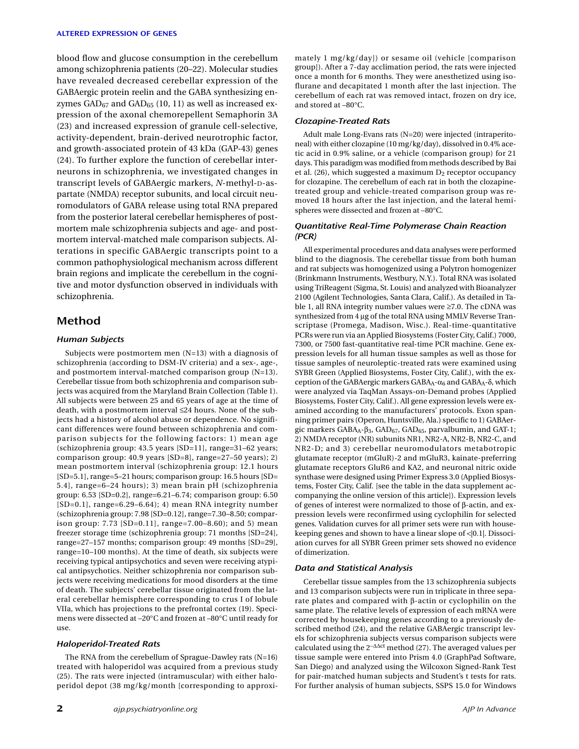blood flow and glucose consumption in the cerebellum among schizophrenia patients (20–22). Molecular studies have revealed decreased cerebellar expression of the GABAergic protein reelin and the GABA synthesizing enzymes $GAD_{67}$ and $GAD_{65}$ (10, 11) as well as increased expression of the axonal chemorepellent Semaphorin 3A (23) and increased expression of granule cell-selective, activity-dependent, brain-derived neurotrophic factor, and growth-associated protein of 43 kDa (GAP-43) genes (24). To further explore the function of cerebellar interneurons in schizophrenia, we investigated changes in transcript levels of GABAergic markers, *N*-methyl-D-aspartate (NMDA) receptor subunits, and local circuit neuromodulators of GABA release using total RNA prepared from the posterior lateral cerebellar hemispheres of postmortem male schizophrenia subjects and age- and postmortem interval-matched male comparison subjects. Alterations in specific GABAergic transcripts point to a common pathophysiological mechanism across different brain regions and implicate the cerebellum in the cognitive and motor dysfunction observed in individuals with schizophrenia.

## Method

### Human Subjects

Subjects were postmortem men (N=13) with a diagnosis of schizophrenia (according to DSM-IV criteria) and a sex-, age-, and postmortem interval-matched comparison group (N=13). Cerebellar tissue from both schizophrenia and comparison subjects was acquired from the Maryland Brain Collection (Table 1). All subjects were between 25 and 65 years of age at the time of death, with a postmortem interval ≤24 hours. None of the subjects had a history of alcohol abuse or dependence. No significant differences were found between schizophrenia and comparison subjects for the following factors: 1) mean age (schizophrenia group: 43.5 years [SD=11], range=31–62 years; comparison group: 40.9 years [SD=8], range=27–50 years); 2) mean postmortem interval (schizophrenia group: 12.1 hours [SD=5.1], range=5–21 hours; comparison group: 16.5 hours [SD=5.4], range=6–24 hours); 3) mean brain pH (schizophrenia group: 6.53 [SD=0.2], range=6.21–6.74; comparison group: 6.50 [SD=0.1], range=6.29–6.64); 4) mean RNA integrity number (schizophrenia group: 7.98 [SD=0.12], range=7.30–8.50; comparison group: 7.73 [SD=0.11], range=7.00–8.60); and 5) mean freezer storage time (schizophrenia group: 71 months [SD=24], range=27–157 months; comparison group: 49 months [SD=29], range=10–100 months). At the time of death, six subjects were receiving typical antipsychotics and seven were receiving atypical antipsychotics. Neither schizophrenia nor comparison subjects were receiving medications for mood disorders at the time of death. The subjects' cerebellar tissue originated from the lateral cerebellar hemisphere corresponding to crus I of lobule VIIa, which has projections to the prefrontal cortex (19). Specimens were dissected at –20°C and frozen at –80°C until ready for use.

### Haloperidol-Treated Rats

The RNA from the cerebellum of Sprague-Dawley rats (N=16) treated with haloperidol was acquired from a previous study (25). The rats were injected (intramuscular) with either haloperidol depot (38 mg/kg/month [corresponding to approximately 1 mg/kg/day]) or sesame oil (vehicle [comparison group]). After a 7-day acclimation period, the rats were injected once a month for 6 months. They were anesthetized using isoflurane and decapitated 1 month after the last injection. The cerebellum of each rat was removed intact, frozen on dry ice, and stored at –80°C.

### Clozapine-Treated Rats

Adult male Long-Evans rats (N=20) were injected (intraperitoneal) with either clozapine (10 mg/kg/day), dissolved in 0.4% acetic acid in 0.9% saline, or a vehicle (comparison group) for 21 days. This paradigm was modified from methods described by Bai et al. (26), which suggested a maximum $D_2$ receptor occupancy for clozapine. The cerebellum of each rat in both the clozapine-treated group and vehicle-treated comparison group was removed 18 hours after the last injection, and the lateral hemispheres were dissected and frozen at –80°C.

### Quantitative Real-Time Polymerase Chain Reaction (PCR)

All experimental procedures and data analyses were performed blind to the diagnosis. The cerebellar tissue from both human and rat subjects was homogenized using a Polytron homogenizer (Brinkmann Instruments, Westbury, N.Y.). Total RNA was isolated using TriReagent (Sigma, St. Louis) and analyzed with Bioanalyzer 2100 (Agilent Technologies, Santa Clara, Calif.). As detailed in Table 1, all RNA integrity number values were ≥7.0. The cDNA was synthesized from 4 μg of the total RNA using MMLV Reverse Transcriptase (Promega, Madison, Wisc.). Real-time-quantitative PCRs were run via an Applied Biosystems (Foster City, Calif.) 7000, 7300, or 7500 fast-quantitative real-time PCR machine. Gene expression levels for all human tissue samples as well as those for tissue samples of neuroleptic-treated rats were examined using SYBR Green (Applied Biosystems, Foster City, Calif.), with the exception of the GABAergic markers $GABA_A$-$\alpha_6$ and $GABA_A$-δ, which were analyzed via TaqMan Assays-on-Demand probes (Applied Biosystems, Foster City, Calif.). All gene expression levels were examined according to the manufacturers' protocols. Exon spanning primer pairs (Operon, Huntsville, Ala.) specific to 1) GABAergic markers $GABA_A$-$\beta_3$, $GAD_{67}$, $GAD_{65}$, parvalbumin, and GAT-1; 2) NMDA receptor (NR) subunits NR1, NR2-A, NR2-B, NR2-C, and NR2-D; and 3) cerebellar neuromodulators metabotropic glutamate receptor (mGluR)-2 and mGluR3, kainate-preferring glutamate receptors GluR6 and KA2, and neuronal nitric oxide synthase were designed using Primer Express 3.0 (Applied Biosystems, Foster City, Calif. [see the table in the data supplement accompanying the online version of this article]). Expression levels of genes of interest were normalized to those of β-actin, and expression levels were reconfirmed using cyclophilin for selected genes. Validation curves for all primer sets were run with housekeeping genes and shown to have a linear slope of <|0.1|. Dissociation curves for all SYBR Green primer sets showed no evidence of dimerization.

### Data and Statistical Analysis

Cerebellar tissue samples from the 13 schizophrenia subjects and 13 comparison subjects were run in triplicate in three separate plates and compared with β-actin or cyclophilin on the same plate. The relative levels of expression of each mRNA were corrected by housekeeping genes according to a previously described method (24), and the relative GABAergic transcript levels for schizophrenia subjects versus comparison subjects were calculated using the $2^{-\Delta\Delta ct}$ method (27). The averaged values per tissue sample were entered into Prism 4.0 (GraphPad Software, San Diego) and analyzed using the Wilcoxon Signed-Rank Test for pair-matched human subjects and Student's t tests for rats. For further analysis of human subjects, SSPS 15.0 for Windows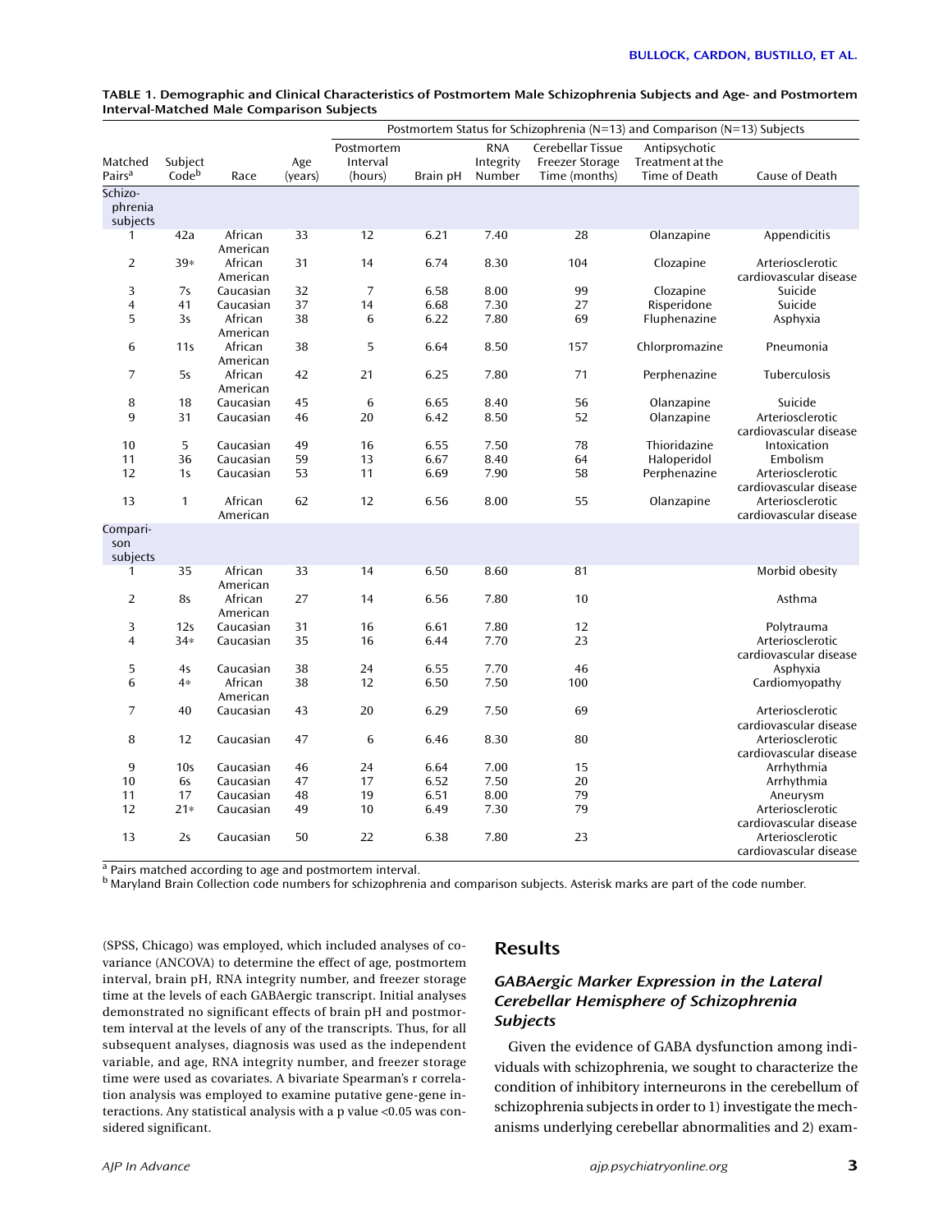**TABLE 1. Demographic and Clinical Characteristics of Postmortem Male Schizophrenia Subjects and Age- and Postmortem Interval-Matched Male Comparison Subjects**

| | | | | Postmortem Status for Schizophrenia (N=13) and Comparison (N=13) Subjects | | | | | |
|---|---|---|---|---|---|---|---|---|---|
| Matched Pairs[a] | Subject Code[b] | Race | Age (years) | Postmortem Interval (hours) | Brain pH | RNA Integrity Number | Cerebellar Tissue Freezer Storage Time (months) | Antipsychotic Treatment at the Time of Death | Cause of Death |
| **Schizophrenia subjects** | | | | | | | | | |
| 1 | 42a | African American | 33 | 12 | 6.21 | 7.40 | 28 | Olanzapine | Appendicitis |
| 2 | 39* | African American | 31 | 14 | 6.74 | 8.30 | 104 | Clozapine | Arteriosclerotic cardiovascular disease |
| 3 | 7s | Caucasian | 32 | 7 | 6.58 | 8.00 | 99 | Clozapine | Suicide |
| 4 | 41 | Caucasian | 37 | 14 | 6.68 | 7.30 | 27 | Risperidone | Suicide |
| 5 | 3s | African American | 38 | 6 | 6.22 | 7.80 | 69 | Fluphenazine | Asphyxia |
| 6 | 11s | African American | 38 | 5 | 6.64 | 8.50 | 157 | Chlorpromazine | Pneumonia |
| 7 | 5s | African American | 42 | 21 | 6.25 | 7.80 | 71 | Perphenazine | Tuberculosis |
| 8 | 18 | Caucasian | 45 | 6 | 6.65 | 8.40 | 56 | Olanzapine | Suicide |
| 9 | 31 | Caucasian | 46 | 20 | 6.42 | 8.50 | 52 | Olanzapine | Arteriosclerotic cardiovascular disease |
| 10 | 5 | Caucasian | 49 | 16 | 6.55 | 7.50 | 78 | Thioridazine | Intoxication |
| 11 | 36 | Caucasian | 59 | 13 | 6.67 | 8.40 | 64 | Haloperidol | Embolism |
| 12 | 1s | Caucasian | 53 | 11 | 6.69 | 7.90 | 58 | Perphenazine | Arteriosclerotic cardiovascular disease |
| 13 | 1 | African American | 62 | 12 | 6.56 | 8.00 | 55 | Olanzapine | Arteriosclerotic cardiovascular disease |
| **Comparison subjects** | | | | | | | | | |
| 1 | 35 | African American | 33 | 14 | 6.50 | 8.60 | 81 | | Morbid obesity |
| 2 | 8s | African American | 27 | 14 | 6.56 | 7.80 | 10 | | Asthma |
| 3 | 12s | Caucasian | 31 | 16 | 6.61 | 7.80 | 12 | | Polytrauma |
| 4 | 34* | Caucasian | 35 | 16 | 6.44 | 7.70 | 23 | | Arteriosclerotic cardiovascular disease |
| 5 | 4s | Caucasian | 38 | 24 | 6.55 | 7.70 | 46 | | Asphyxia |
| 6 | 4* | African American | 38 | 12 | 6.50 | 7.50 | 100 | | Cardiomyopathy |
| 7 | 40 | Caucasian | 43 | 20 | 6.29 | 7.50 | 69 | | Arteriosclerotic cardiovascular disease |
| 8 | 12 | Caucasian | 47 | 6 | 6.46 | 8.30 | 80 | | Arteriosclerotic cardiovascular disease |
| 9 | 10s | Caucasian | 46 | 24 | 6.64 | 7.00 | 15 | | Arrhythmia |
| 10 | 6s | Caucasian | 47 | 17 | 6.52 | 7.50 | 20 | | Arrhythmia |
| 11 | 17 | Caucasian | 48 | 19 | 6.51 | 8.00 | 79 | | Aneurysm |
| 12 | 21* | Caucasian | 49 | 10 | 6.49 | 7.30 | 79 | | Arteriosclerotic cardiovascular disease |
| 13 | 2s | Caucasian | 50 | 22 | 6.38 | 7.80 | 23 | | Arteriosclerotic cardiovascular disease |

[a] Pairs matched according to age and postmortem interval.
[b] Maryland Brain Collection code numbers for schizophrenia and comparison subjects. Asterisk marks are part of the code number.

(SPSS, Chicago) was employed, which included analyses of covariance (ANCOVA) to determine the effect of age, postmortem interval, brain pH, RNA integrity number, and freezer storage time at the levels of each GABAergic transcript. Initial analyses demonstrated no significant effects of brain pH and postmortem interval at the levels of any of the transcripts. Thus, for all subsequent analyses, diagnosis was used as the independent variable, and age, RNA integrity number, and freezer storage time were used as covariates. A bivariate Spearman's r correlation analysis was employed to examine putative gene-gene interactions. Any statistical analysis with a p value $<0.05$ was considered significant.

## Results

### *GABAergic Marker Expression in the Lateral Cerebellar Hemisphere of Schizophrenia Subjects*

Given the evidence of GABA dysfunction among individuals with schizophrenia, we sought to characterize the condition of inhibitory interneurons in the cerebellum of schizophrenia subjects in order to 1) investigate the mechanisms underlying cerebellar abnormalities and 2) exam-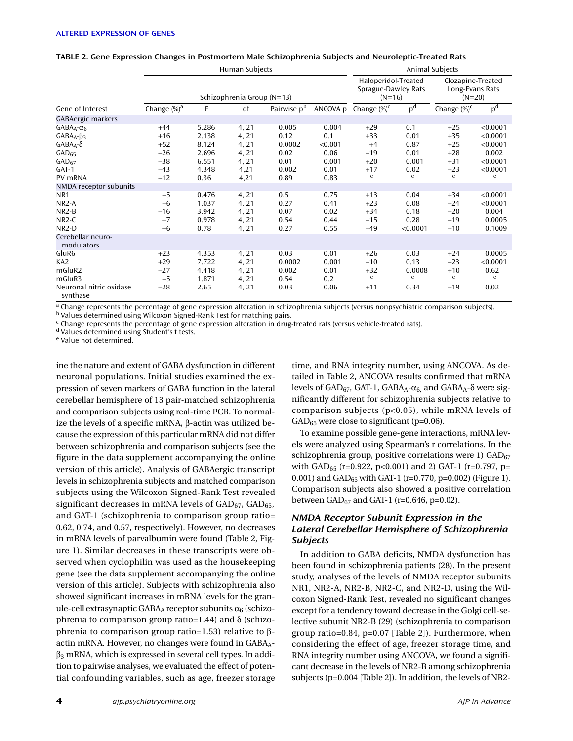**TABLE 2. Gene Expression Changes in Postmortem Male Schizophrenia Subjects and Neuroleptic-Treated Rats**

| | Human Subjects | | | | | Animal Subjects | | | |
|---|---|---|---|---|---|---|---|---|---|
| | Schizophrenia Group (N=13) | | | | | Haloperidol-Treated Sprague-Dawley Rats (N=16) | | Clozapine-Treated Long-Evans Rats (N=20) | |
| Gene of Interest | Change (%)[a] | F | df | Pairwise p[b] | ANCOVA p | Change (%)[c] | p[d] | Change (%)[c] | p[d] |
| GABAergic markers | | | | | | | | | |
| $GABA_A$-$\alpha_6$ | +44 | 5.286 | 4, 21 | 0.005 | 0.004 | +29 | 0.1 | +25 | <0.0001 |
| $GABA_A$-$\beta_3$ | +16 | 2.138 | 4, 21 | 0.12 | 0.1 | +33 | 0.01 | +35 | <0.0001 |
| $GABA_A$-$\delta$ | +52 | 8.124 | 4, 21 | 0.0002 | <0.001 | +4 | 0.87 | +25 | <0.0001 |
| $GAD_{65}$ | −26 | 2.696 | 4, 21 | 0.02 | 0.06 | −19 | 0.01 | +28 | 0.002 |
| $GAD_{67}$ | −38 | 6.551 | 4, 21 | 0.01 | 0.001 | +20 | 0.001 | +31 | <0.0001 |
| GAT-1 | −43 | 4.348 | 4,21 | 0.002 | 0.01 | +17 | 0.02 | −23 | <0.0001 |
| PV mRNA | −12 | 0.36 | 4,21 | 0.89 | 0.83 | [e] | [e] | [e] | [e] |
| NMDA receptor subunits | | | | | | | | | |
| NR1 | −5 | 0.476 | 4, 21 | 0.5 | 0.75 | +13 | 0.04 | +34 | <0.0001 |
| NR2-A | −6 | 1.037 | 4, 21 | 0.27 | 0.41 | +23 | 0.08 | −24 | <0.0001 |
| NR2-B | −16 | 3.942 | 4, 21 | 0.07 | 0.02 | +34 | 0.18 | −20 | 0.004 |
| NR2-C | +7 | 0.978 | 4, 21 | 0.54 | 0.44 | −15 | 0.28 | −19 | 0.0005 |
| NR2-D | +6 | 0.78 | 4, 21 | 0.27 | 0.55 | −49 | <0.0001 | −10 | 0.1009 |
| Cerebellar neuro-modulators | | | | | | | | | |
| GluR6 | +23 | 4.353 | 4, 21 | 0.03 | 0.01 | +26 | 0.03 | +24 | 0.0005 |
| KA2 | +29 | 7.722 | 4, 21 | 0.0002 | 0.001 | −10 | 0.13 | −23 | <0.0001 |
| mGluR2 | −27 | 4.418 | 4, 21 | 0.002 | 0.01 | +32 | 0.0008 | +10 | 0.62 |
| mGluR3 | −5 | 1.871 | 4, 21 | 0.54 | 0.2 | [e] | [e] | [e] | [e] |
| Neuronal nitric oxidase synthase | −28 | 2.65 | 4, 21 | 0.03 | 0.06 | +11 | 0.34 | −19 | 0.02 |

[a] Change represents the percentage of gene expression alteration in schizophrenia subjects (versus nonpsychiatric comparison subjects).
[b] Values determined using Wilcoxon Signed-Rank Test for matching pairs.
[c] Change represents the percentage of gene expression alteration in drug-treated rats (versus vehicle-treated rats).
[d] Values determined using Student's t tests.
[e] Value not determined.

ine the nature and extent of GABA dysfunction in different neuronal populations. Initial studies examined the expression of seven markers of GABA function in the lateral cerebellar hemisphere of 13 pair-matched schizophrenia and comparison subjects using real-time PCR. To normalize the levels of a specific mRNA, β-actin was utilized because the expression of this particular mRNA did not differ between schizophrenia and comparison subjects (see the figure in the data supplement accompanying the online version of this article). Analysis of GABAergic transcript levels in schizophrenia subjects and matched comparison subjects using the Wilcoxon Signed-Rank Test revealed significant decreases in mRNA levels of $GAD_{67}$, $GAD_{65}$, and GAT-1 (schizophrenia to comparison group ratio= 0.62, 0.74, and 0.57, respectively). However, no decreases in mRNA levels of parvalbumin were found (Table 2, Figure 1). Similar decreases in these transcripts were observed when cyclophilin was used as the housekeeping gene (see the data supplement accompanying the online version of this article). Subjects with schizophrenia also showed significant increases in mRNA levels for the granule-cell extrasynaptic $GABA_A$ receptor subunits $\alpha_6$ (schizophrenia to comparison group ratio=1.44) and δ (schizophrenia to comparison group ratio=1.53) relative to β-actin mRNA. However, no changes were found in $GABA_A$-$\beta_3$ mRNA, which is expressed in several cell types. In addition to pairwise analyses, we evaluated the effect of potential confounding variables, such as age, freezer storage time, and RNA integrity number, using ANCOVA. As detailed in Table 2, ANCOVA results confirmed that mRNA levels of $GAD_{67}$, GAT-1, $GABA_A$-$\alpha_6$, and $GABA_A$-δ were significantly different for schizophrenia subjects relative to comparison subjects ($p<0.05$), while mRNA levels of $GAD_{65}$ were close to significant ($p=0.06$).

To examine possible gene-gene interactions, mRNA levels were analyzed using Spearman's r correlations. In the schizophrenia group, positive correlations were 1) $GAD_{67}$ with $GAD_{65}$ ($r=0.922$, $p<0.001$) and 2) GAT-1 ($r=0.797$, $p=0.001$) and $GAD_{65}$ with GAT-1 ($r=0.770$, $p=0.002$) (Figure 1). Comparison subjects also showed a positive correlation between $GAD_{67}$ and GAT-1 ($r=0.646$, $p=0.02$).

### *NMDA Receptor Subunit Expression in the Lateral Cerebellar Hemisphere of Schizophrenia Subjects*

In addition to GABA deficits, NMDA dysfunction has been found in schizophrenia patients (28). In the present study, analyses of the levels of NMDA receptor subunits NR1, NR2-A, NR2-B, NR2-C, and NR2-D, using the Wilcoxon Signed-Rank Test, revealed no significant changes except for a tendency toward decrease in the Golgi cell-selective subunit NR2-B (29) (schizophrenia to comparison group ratio=0.84, p=0.07 [Table 2]). Furthermore, when considering the effect of age, freezer storage time, and RNA integrity number using ANCOVA, we found a significant decrease in the levels of NR2-B among schizophrenia subjects (p=0.004 [Table 2]). In addition, the levels of NR2-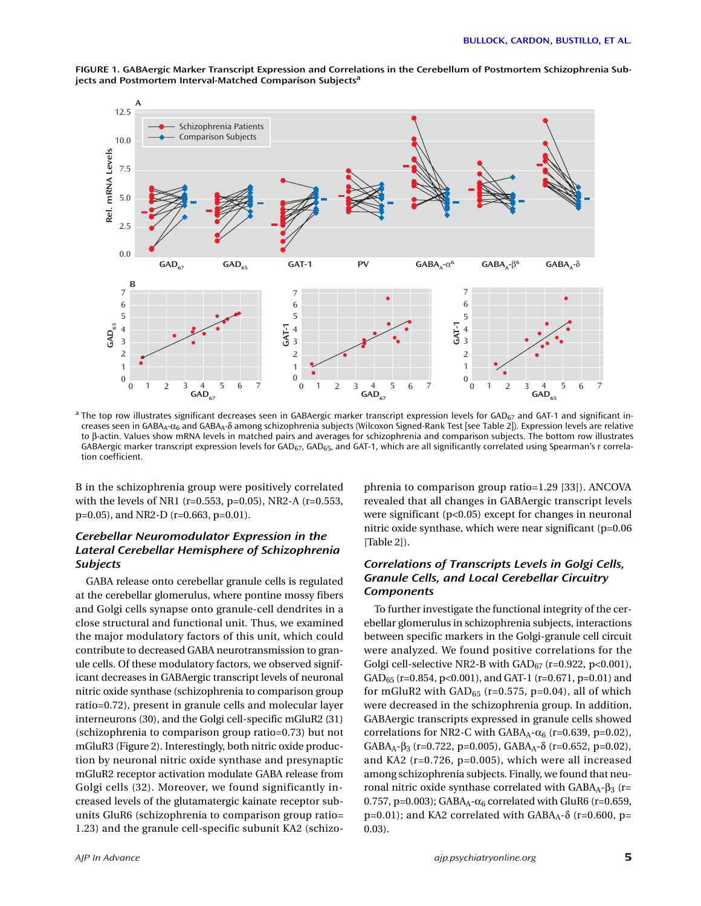**FIGURE 1. GABAergic Marker Transcript Expression and Correlations in the Cerebellum of Postmortem Schizophrenia Subjects and Postmortem Interval-Matched Comparison Subjects[a]**

[a] The top row illustrates significant decreases seen in GABAergic marker transcript expression levels for $GAD_{67}$ and GAT-1 and significant increases seen in $GABA_A$-$\alpha_6$ and $GABA_A$-$\delta$ among schizophrenia subjects (Wilcoxon Signed-Rank Test [see Table 2]). Expression levels are relative to β-actin. Values show mRNA levels in matched pairs and averages for schizophrenia and comparison subjects. The bottom row illustrates GABAergic marker transcript expression levels for $GAD_{67}$, $GAD_{65}$, and GAT-1, which are all significantly correlated using Spearman's r correlation coefficient.

B in the schizophrenia group were positively correlated with the levels of NR1 (r=0.553, p=0.05), NR2-A (r=0.553, p=0.05), and NR2-D (r=0.663, p=0.01).

### *Cerebellar Neuromodulator Expression in the Lateral Cerebellar Hemisphere of Schizophrenia Subjects*

GABA release onto cerebellar granule cells is regulated at the cerebellar glomerulus, where pontine mossy fibers and Golgi cells synapse onto granule-cell dendrites in a close structural and functional unit. Thus, we examined the major modulatory factors of this unit, which could contribute to decreased GABA neurotransmission to granule cells. Of these modulatory factors, we observed significant decreases in GABAergic transcript levels of neuronal nitric oxide synthase (schizophrenia to comparison group ratio=0.72), present in granule cells and molecular layer interneurons (30), and the Golgi cell-specific mGluR2 (31) (schizophrenia to comparison group ratio=0.73) but not mGluR3 (Figure 2). Interestingly, both nitric oxide production by neuronal nitric oxide synthase and presynaptic mGluR2 receptor activation modulate GABA release from Golgi cells (32). Moreover, we found significantly increased levels of the glutamatergic kainate receptor subunits GluR6 (schizophrenia to comparison group ratio=1.23) and the granule cell-specific subunit KA2 (schizophrenia to comparison group ratio=1.29 [33]). ANCOVA revealed that all changes in GABAergic transcript levels were significant (p<0.05) except for changes in neuronal nitric oxide synthase, which were near significant (p=0.06 [Table 2]).

### *Correlations of Transcripts Levels in Golgi Cells, Granule Cells, and Local Cerebellar Circuitry Components*

To further investigate the functional integrity of the cerebellar glomerulus in schizophrenia subjects, interactions between specific markers in the Golgi-granule cell circuit were analyzed. We found positive correlations for the Golgi cell-selective NR2-B with $GAD_{67}$ (r=0.922, p<0.001), $GAD_{65}$ (r=0.854, p<0.001), and GAT-1 (r=0.671, p=0.01) and for mGluR2 with $GAD_{65}$ (r=0.575, p=0.04), all of which were decreased in the schizophrenia group. In addition, GABAergic transcripts expressed in granule cells showed correlations for NR2-C with $GABA_A$-$\alpha_6$ (r=0.639, p=0.02), $GABA_A$-$\beta_3$ (r=0.722, p=0.005), $GABA_A$-$\delta$ (r=0.652, p=0.02), and KA2 (r=0.726, p=0.005), which were all increased among schizophrenia subjects. Finally, we found that neuronal nitric oxide synthase correlated with $GABA_A$-$\beta_3$ (r=0.757, p=0.003); $GABA_A$-$\alpha_6$ correlated with GluR6 (r=0.659, p=0.01); and KA2 correlated with $GABA_A$-$\delta$ (r=0.600, p=0.03).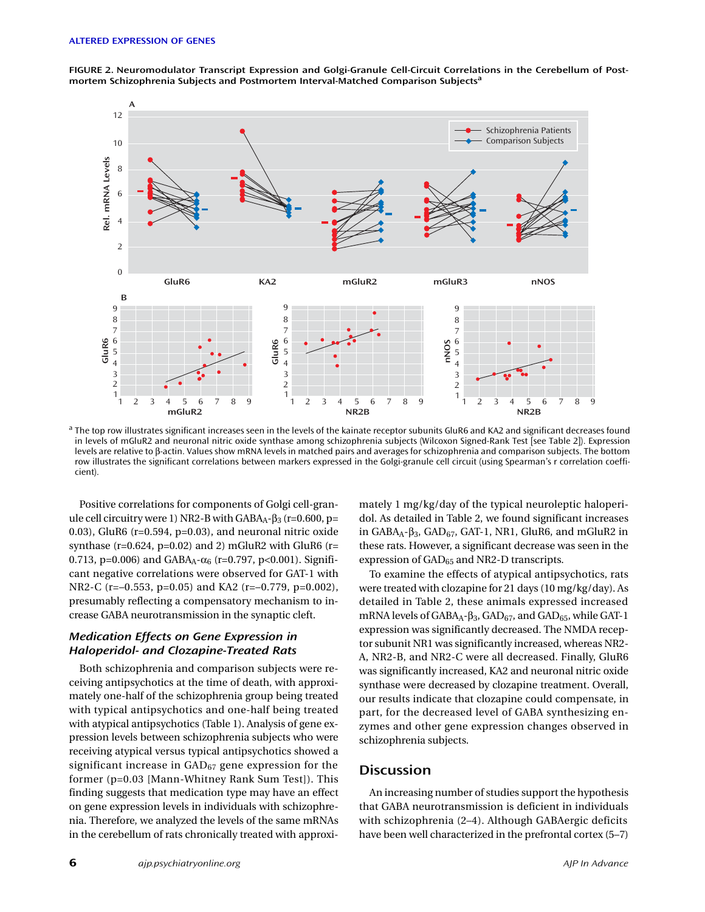**FIGURE 2. Neuromodulator Transcript Expression and Golgi-Granule Cell-Circuit Correlations in the Cerebellum of Postmortem Schizophrenia Subjects and Postmortem Interval-Matched Comparison Subjects**[a]

[a] The top row illustrates significant increases seen in the levels of the kainate receptor subunits GluR6 and KA2 and significant decreases found in levels of mGluR2 and neuronal nitric oxide synthase among schizophrenia subjects (Wilcoxon Signed-Rank Test [see Table 2]). Expression levels are relative to β-actin. Values show mRNA levels in matched pairs and averages for schizophrenia and comparison subjects. The bottom row illustrates the significant correlations between markers expressed in the Golgi-granule cell circuit (using Spearman's r correlation coefficient).

Positive correlations for components of Golgi cell-granule cell circuitry were 1) NR2-B with $GABA_A$-$\beta_3$ (r=0.600, p=0.03), GluR6 (r=0.594, p=0.03), and neuronal nitric oxide synthase (r=0.624, p=0.02) and 2) mGluR2 with GluR6 (r=0.713, p=0.006) and $GABA_A$-$\alpha_6$ (r=0.797, p<0.001). Significant negative correlations were observed for GAT-1 with NR2-C (r=–0.553, p=0.05) and KA2 (r=–0.779, p=0.002), presumably reflecting a compensatory mechanism to increase GABA neurotransmission in the synaptic cleft.

### *Medication Effects on Gene Expression in Haloperidol- and Clozapine-Treated Rats*

Both schizophrenia and comparison subjects were receiving antipsychotics at the time of death, with approximately one-half of the schizophrenia group being treated with typical antipsychotics and one-half being treated with atypical antipsychotics (Table 1). Analysis of gene expression levels between schizophrenia subjects who were receiving atypical versus typical antipsychotics showed a significant increase in $GAD_{67}$ gene expression for the former (p=0.03 [Mann-Whitney Rank Sum Test]). This finding suggests that medication type may have an effect on gene expression levels in individuals with schizophrenia. Therefore, we analyzed the levels of the same mRNAs in the cerebellum of rats chronically treated with approximately 1 mg/kg/day of the typical neuroleptic haloperidol. As detailed in Table 2, we found significant increases in $GABA_A$-$\beta_3$, $GAD_{67}$, GAT-1, NR1, GluR6, and mGluR2 in these rats. However, a significant decrease was seen in the expression of $GAD_{65}$ and NR2-D transcripts.

To examine the effects of atypical antipsychotics, rats were treated with clozapine for 21 days (10 mg/kg/day). As detailed in Table 2, these animals expressed increased mRNA levels of $GABA_A$-$\beta_3$, $GAD_{67}$, and $GAD_{65}$, while GAT-1 expression was significantly decreased. The NMDA receptor subunit NR1 was significantly increased, whereas NR2-A, NR2-B, and NR2-C were all decreased. Finally, GluR6 was significantly increased, KA2 and neuronal nitric oxide synthase were decreased by clozapine treatment. Overall, our results indicate that clozapine could compensate, in part, for the decreased level of GABA synthesizing enzymes and other gene expression changes observed in schizophrenia subjects.

## Discussion

An increasing number of studies support the hypothesis that GABA neurotransmission is deficient in individuals with schizophrenia (2–4). Although GABAergic deficits have been well characterized in the prefrontal cortex (5–7)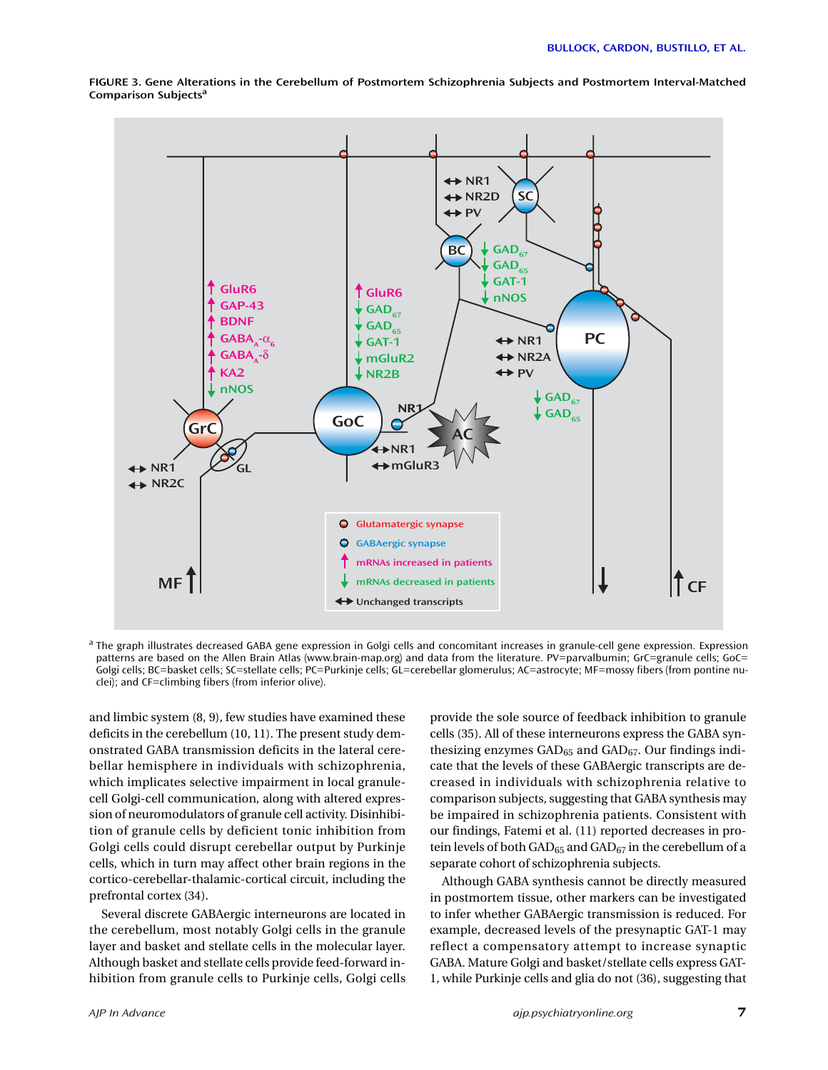**FIGURE 3. Gene Alterations in the Cerebellum of Postmortem Schizophrenia Subjects and Postmortem Interval-Matched Comparison Subjects**[a]

[a] The graph illustrates decreased GABA gene expression in Golgi cells and concomitant increases in granule-cell gene expression. Expression patterns are based on the Allen Brain Atlas (www.brain-map.org) and data from the literature. PV=parvalbumin; GrC=granule cells; GoC=Golgi cells; BC=basket cells; SC=stellate cells; PC=Purkinje cells; GL=cerebellar glomerulus; AC=astrocyte; MF=mossy fibers (from pontine nuclei); and CF=climbing fibers (from inferior olive).

and limbic system (8, 9), few studies have examined these deficits in the cerebellum (10, 11). The present study demonstrated GABA transmission deficits in the lateral cerebellar hemisphere in individuals with schizophrenia, which implicates selective impairment in local granule-cell Golgi-cell communication, along with altered expression of neuromodulators of granule cell activity. Disinhibition of granule cells by deficient tonic inhibition from Golgi cells could disrupt cerebellar output by Purkinje cells, which in turn may affect other brain regions in the cortico-cerebellar-thalamic-cortical circuit, including the prefrontal cortex (34).

Several discrete GABAergic interneurons are located in the cerebellum, most notably Golgi cells in the granule layer and basket and stellate cells in the molecular layer. Although basket and stellate cells provide feed-forward inhibition from granule cells to Purkinje cells, Golgi cells provide the sole source of feedback inhibition to granule cells (35). All of these interneurons express the GABA synthesizing enzymes $GAD_{65}$ and $GAD_{67}$. Our findings indicate that the levels of these GABAergic transcripts are decreased in individuals with schizophrenia relative to comparison subjects, suggesting that GABA synthesis may be impaired in schizophrenia patients. Consistent with our findings, Fatemi et al. (11) reported decreases in protein levels of both $GAD_{65}$ and $GAD_{67}$ in the cerebellum of a separate cohort of schizophrenia subjects.

Although GABA synthesis cannot be directly measured in postmortem tissue, other markers can be investigated to infer whether GABAergic transmission is reduced. For example, decreased levels of the presynaptic GAT-1 may reflect a compensatory attempt to increase synaptic GABA. Mature Golgi and basket/stellate cells express GAT-1, while Purkinje cells and glia do not (36), suggesting that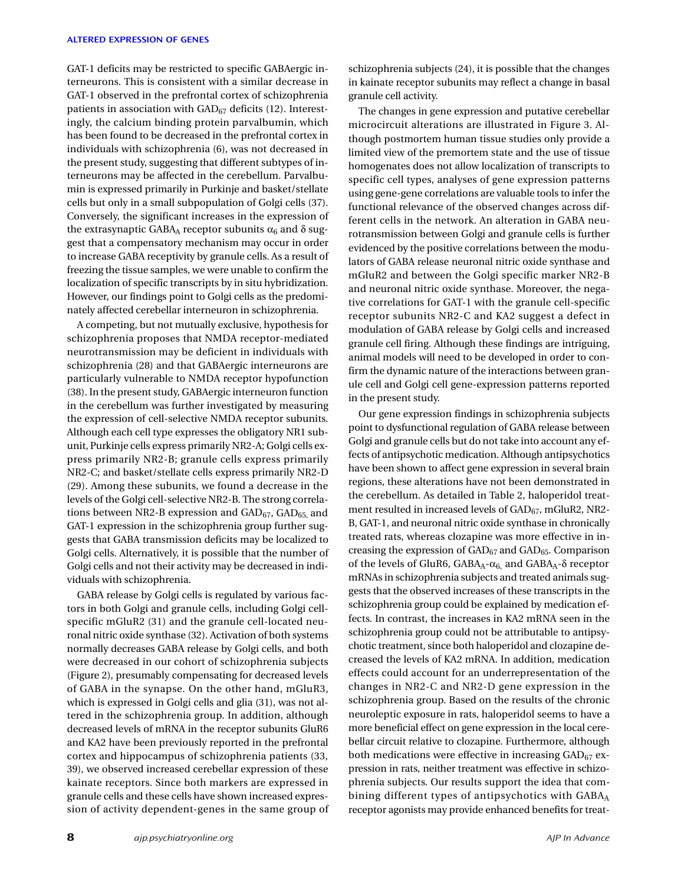GAT-1 deficits may be restricted to specific GABAergic interneurons. This is consistent with a similar decrease in GAT-1 observed in the prefrontal cortex of schizophrenia patients in association with $GAD_{67}$ deficits (12). Interestingly, the calcium binding protein parvalbumin, which has been found to be decreased in the prefrontal cortex in individuals with schizophrenia (6), was not decreased in the present study, suggesting that different subtypes of interneurons may be affected in the cerebellum. Parvalbumin is expressed primarily in Purkinje and basket/stellate cells but only in a small subpopulation of Golgi cells (37). Conversely, the significant increases in the expression of the extrasynaptic $GABA_A$ receptor subunits $\alpha_6$ and δ suggest that a compensatory mechanism may occur in order to increase GABA receptivity by granule cells. As a result of freezing the tissue samples, we were unable to confirm the localization of specific transcripts by in situ hybridization. However, our findings point to Golgi cells as the predominately affected cerebellar interneuron in schizophrenia.

A competing, but not mutually exclusive, hypothesis for schizophrenia proposes that NMDA receptor-mediated neurotransmission may be deficient in individuals with schizophrenia (28) and that GABAergic interneurons are particularly vulnerable to NMDA receptor hypofunction (38). In the present study, GABAergic interneuron function in the cerebellum was further investigated by measuring the expression of cell-selective NMDA receptor subunits. Although each cell type expresses the obligatory NR1 subunit, Purkinje cells express primarily NR2-A; Golgi cells express primarily NR2-B; granule cells express primarily NR2-C; and basket/stellate cells express primarily NR2-D (29). Among these subunits, we found a decrease in the levels of the Golgi cell-selective NR2-B. The strong correlations between NR2-B expression and $GAD_{67}$, $GAD_{65}$, and GAT-1 expression in the schizophrenia group further suggests that GABA transmission deficits may be localized to Golgi cells. Alternatively, it is possible that the number of Golgi cells and not their activity may be decreased in individuals with schizophrenia.

GABA release by Golgi cells is regulated by various factors in both Golgi and granule cells, including Golgi cell-specific mGluR2 (31) and the granule cell-located neuronal nitric oxide synthase (32). Activation of both systems normally decreases GABA release by Golgi cells, and both were decreased in our cohort of schizophrenia subjects (Figure 2), presumably compensating for decreased levels of GABA in the synapse. On the other hand, mGluR3, which is expressed in Golgi cells and glia (31), was not altered in the schizophrenia group. In addition, although decreased levels of mRNA in the receptor subunits GluR6 and KA2 have been previously reported in the prefrontal cortex and hippocampus of schizophrenia patients (33, 39), we observed increased cerebellar expression of these kainate receptors. Since both markers are expressed in granule cells and these cells have shown increased expression of activity dependent-genes in the same group of schizophrenia subjects (24), it is possible that the changes in kainate receptor subunits may reflect a change in basal granule cell activity.

The changes in gene expression and putative cerebellar microcircuit alterations are illustrated in Figure 3. Although postmortem human tissue studies only provide a limited view of the premortem state and the use of tissue homogenates does not allow localization of transcripts to specific cell types, analyses of gene expression patterns using gene-gene correlations are valuable tools to infer the functional relevance of the observed changes across different cells in the network. An alteration in GABA neurotransmission between Golgi and granule cells is further evidenced by the positive correlations between the modulators of GABA release neuronal nitric oxide synthase and mGluR2 and between the Golgi specific marker NR2-B and neuronal nitric oxide synthase. Moreover, the negative correlations for GAT-1 with the granule cell-specific receptor subunits NR2-C and KA2 suggest a defect in modulation of GABA release by Golgi cells and increased granule cell firing. Although these findings are intriguing, animal models will need to be developed in order to confirm the dynamic nature of the interactions between granule cell and Golgi cell gene-expression patterns reported in the present study.

Our gene expression findings in schizophrenia subjects point to dysfunctional regulation of GABA release between Golgi and granule cells but do not take into account any effects of antipsychotic medication. Although antipsychotics have been shown to affect gene expression in several brain regions, these alterations have not been demonstrated in the cerebellum. As detailed in Table 2, haloperidol treatment resulted in increased levels of $GAD_{67}$, mGluR2, NR2-B, GAT-1, and neuronal nitric oxide synthase in chronically treated rats, whereas clozapine was more effective in increasing the expression of $GAD_{67}$ and $GAD_{65}$. Comparison of the levels of GluR6, $GABA_A$-$\alpha_6$, and $GABA_A$-δ receptor mRNAs in schizophrenia subjects and treated animals suggests that the observed increases of these transcripts in the schizophrenia group could be explained by medication effects. In contrast, the increases in KA2 mRNA seen in the schizophrenia group could not be attributable to antipsychotic treatment, since both haloperidol and clozapine decreased the levels of KA2 mRNA. In addition, medication effects could account for an underrepresentation of the changes in NR2-C and NR2-D gene expression in the schizophrenia group. Based on the results of the chronic neuroleptic exposure in rats, haloperidol seems to have a more beneficial effect on gene expression in the local cerebellar circuit relative to clozapine. Furthermore, although both medications were effective in increasing $GAD_{67}$ expression in rats, neither treatment was effective in schizophrenia subjects. Our results support the idea that combining different types of antipsychotics with $GABA_A$ receptor agonists may provide enhanced benefits for treat-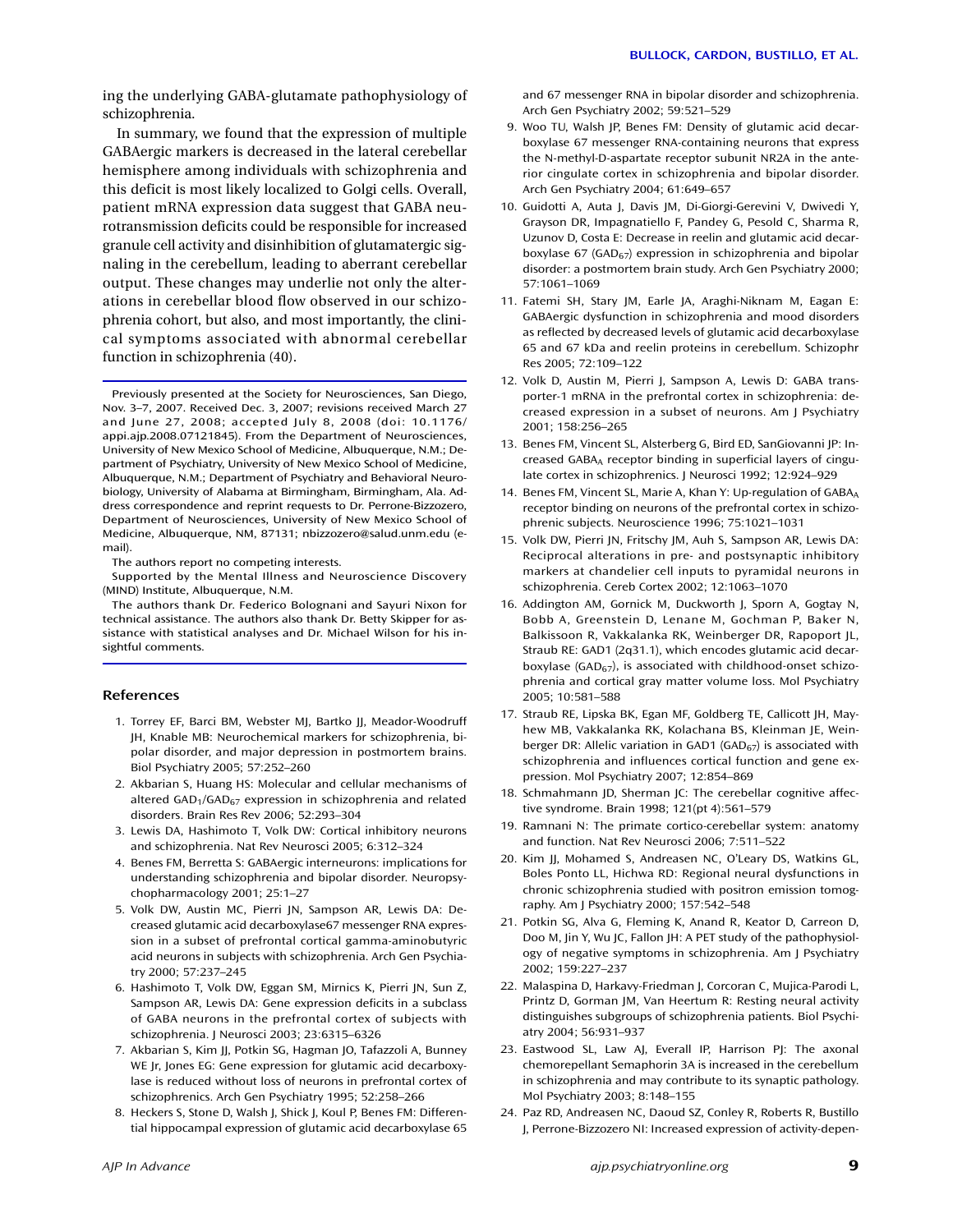ing the underlying GABA-glutamate pathophysiology of schizophrenia.

In summary, we found that the expression of multiple GABAergic markers is decreased in the lateral cerebellar hemisphere among individuals with schizophrenia and this deficit is most likely localized to Golgi cells. Overall, patient mRNA expression data suggest that GABA neurotransmission deficits could be responsible for increased granule cell activity and disinhibition of glutamatergic signaling in the cerebellum, leading to aberrant cerebellar output. These changes may underlie not only the alterations in cerebellar blood flow observed in our schizophrenia cohort, but also, and most importantly, the clinical symptoms associated with abnormal cerebellar function in schizophrenia (40).

---

Previously presented at the Society for Neurosciences, San Diego, Nov. 3–7, 2007. Received Dec. 3, 2007; revisions received March 27 and June 27, 2008; accepted July 8, 2008 (doi: 10.1176/appi.ajp.2008.07121845). From the Department of Neurosciences, University of New Mexico School of Medicine, Albuquerque, N.M.; Department of Psychiatry, University of New Mexico School of Medicine, Albuquerque, N.M.; Department of Psychiatry and Behavioral Neurobiology, University of Alabama at Birmingham, Birmingham, Ala. Address correspondence and reprint requests to Dr. Perrone-Bizzozero, Department of Neurosciences, University of New Mexico School of Medicine, Albuquerque, NM, 87131; nbizzozero@salud.unm.edu (e-mail).

The authors report no competing interests.

Supported by the Mental Illness and Neuroscience Discovery (MIND) Institute, Albuquerque, N.M.

The authors thank Dr. Federico Bolognani and Sayuri Nixon for technical assistance. The authors also thank Dr. Betty Skipper for assistance with statistical analyses and Dr. Michael Wilson for his insightful comments.

---

## References

1. Torrey EF, Barci BM, Webster MJ, Bartko JJ, Meador-Woodruff JH, Knable MB: Neurochemical markers for schizophrenia, bipolar disorder, and major depression in postmortem brains. Biol Psychiatry 2005; 57:252–260
2. Akbarian S, Huang HS: Molecular and cellular mechanisms of altered $GAD_1$/$GAD_{67}$ expression in schizophrenia and related disorders. Brain Res Rev 2006; 52:293–304
3. Lewis DA, Hashimoto T, Volk DW: Cortical inhibitory neurons and schizophrenia. Nat Rev Neurosci 2005; 6:312–324
4. Benes FM, Berretta S: GABAergic interneurons: implications for understanding schizophrenia and bipolar disorder. Neuropsychopharmacology 2001; 25:1–27
5. Volk DW, Austin MC, Pierri JN, Sampson AR, Lewis DA: Decreased glutamic acid decarboxylase67 messenger RNA expression in a subset of prefrontal cortical gamma-aminobutyric acid neurons in subjects with schizophrenia. Arch Gen Psychiatry 2000; 57:237–245
6. Hashimoto T, Volk DW, Eggan SM, Mirnics K, Pierri JN, Sun Z, Sampson AR, Lewis DA: Gene expression deficits in a subclass of GABA neurons in the prefrontal cortex of subjects with schizophrenia. J Neurosci 2003; 23:6315–6326
7. Akbarian S, Kim JJ, Potkin SG, Hagman JO, Tafazzoli A, Bunney WE Jr, Jones EG: Gene expression for glutamic acid decarboxylase is reduced without loss of neurons in prefrontal cortex of schizophrenics. Arch Gen Psychiatry 1995; 52:258–266
8. Heckers S, Stone D, Walsh J, Shick J, Koul P, Benes FM: Differential hippocampal expression of glutamic acid decarboxylase 65 and 67 messenger RNA in bipolar disorder and schizophrenia. Arch Gen Psychiatry 2002; 59:521–529
9. Woo TU, Walsh JP, Benes FM: Density of glutamic acid decarboxylase 67 messenger RNA-containing neurons that express the N-methyl-D-aspartate receptor subunit NR2A in the anterior cingulate cortex in schizophrenia and bipolar disorder. Arch Gen Psychiatry 2004; 61:649–657
10. Guidotti A, Auta J, Davis JM, Di-Giorgi-Gerevini V, Dwivedi Y, Grayson DR, Impagnatiello F, Pandey G, Pesold C, Sharma R, Uzunov D, Costa E: Decrease in reelin and glutamic acid decarboxylase 67 ($GAD_{67}$) expression in schizophrenia and bipolar disorder: a postmortem brain study. Arch Gen Psychiatry 2000; 57:1061–1069
11. Fatemi SH, Stary JM, Earle JA, Araghi-Niknam M, Eagan E: GABAergic dysfunction in schizophrenia and mood disorders as reflected by decreased levels of glutamic acid decarboxylase 65 and 67 kDa and reelin proteins in cerebellum. Schizophr Res 2005; 72:109–122
12. Volk D, Austin M, Pierri J, Sampson A, Lewis D: GABA transporter-1 mRNA in the prefrontal cortex in schizophrenia: decreased expression in a subset of neurons. Am J Psychiatry 2001; 158:256–265
13. Benes FM, Vincent SL, Alsterberg G, Bird ED, SanGiovanni JP: Increased $GABA_A$ receptor binding in superficial layers of cingulate cortex in schizophrenics. J Neurosci 1992; 12:924–929
14. Benes FM, Vincent SL, Marie A, Khan Y: Up-regulation of $GABA_A$ receptor binding on neurons of the prefrontal cortex in schizophrenic subjects. Neuroscience 1996; 75:1021–1031
15. Volk DW, Pierri JN, Fritschy JM, Auh S, Sampson AR, Lewis DA: Reciprocal alterations in pre- and postsynaptic inhibitory markers at chandelier cell inputs to pyramidal neurons in schizophrenia. Cereb Cortex 2002; 12:1063–1070
16. Addington AM, Gornick M, Duckworth J, Sporn A, Gogtay N, Bobb A, Greenstein D, Lenane M, Gochman P, Baker N, Balkissoon R, Vakkalanka RK, Weinberger DR, Rapoport JL, Straub RE: GAD1 (2q31.1), which encodes glutamic acid decarboxylase ($GAD_{67}$), is associated with childhood-onset schizophrenia and cortical gray matter volume loss. Mol Psychiatry 2005; 10:581–588
17. Straub RE, Lipska BK, Egan MF, Goldberg TE, Callicott JH, Mayhew MB, Vakkalanka RK, Kolachana BS, Kleinman JE, Weinberger DR: Allelic variation in GAD1 ($GAD_{67}$) is associated with schizophrenia and influences cortical function and gene expression. Mol Psychiatry 2007; 12:854–869
18. Schmahmann JD, Sherman JC: The cerebellar cognitive affective syndrome. Brain 1998; 121(pt 4):561–579
19. Ramnani N: The primate cortico-cerebellar system: anatomy and function. Nat Rev Neurosci 2006; 7:511–522
20. Kim JJ, Mohamed S, Andreasen NC, O'Leary DS, Watkins GL, Boles Ponto LL, Hichwa RD: Regional neural dysfunctions in chronic schizophrenia studied with positron emission tomography. Am J Psychiatry 2000; 157:542–548
21. Potkin SG, Alva G, Fleming K, Anand R, Keator D, Carreon D, Doo M, Jin Y, Wu JC, Fallon JH: A PET study of the pathophysiology of negative symptoms in schizophrenia. Am J Psychiatry 2002; 159:227–237
22. Malaspina D, Harkavy-Friedman J, Corcoran C, Mujica-Parodi L, Printz D, Gorman JM, Van Heertum R: Resting neural activity distinguishes subgroups of schizophrenia patients. Biol Psychiatry 2004; 56:931–937
23. Eastwood SL, Law AJ, Everall IP, Harrison PJ: The axonal chemorepellant Semaphorin 3A is increased in the cerebellum in schizophrenia and may contribute to its synaptic pathology. Mol Psychiatry 2003; 8:148–155
24. Paz RD, Andreasen NC, Daoud SZ, Conley R, Roberts R, Bustillo J, Perrone-Bizzozero NI: Increased expression of activity-depen-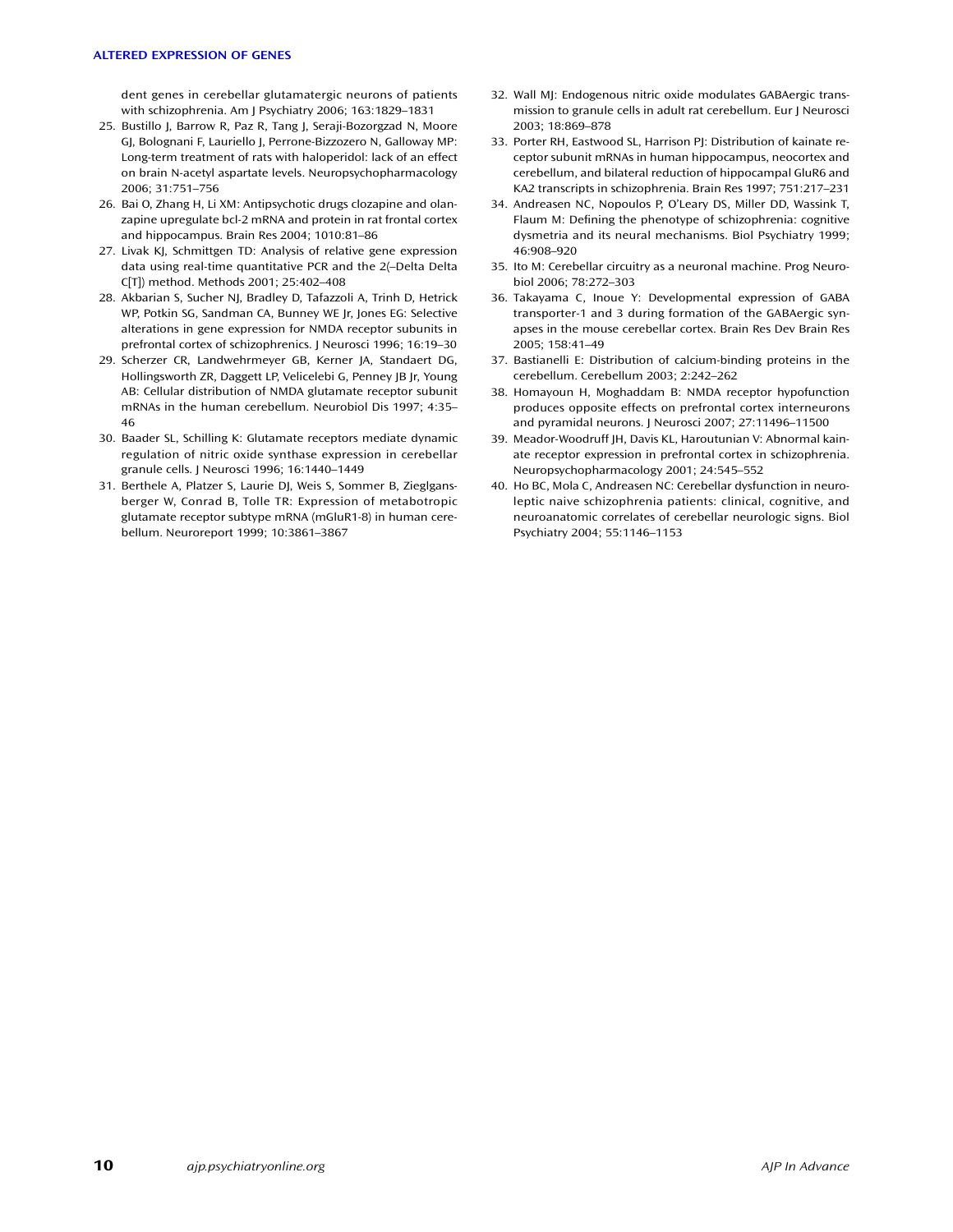dent genes in cerebellar glutamatergic neurons of patients with schizophrenia. Am J Psychiatry 2006; 163:1829–1831

25. Bustillo J, Barrow R, Paz R, Tang J, Seraji-Bozorgzad N, Moore GJ, Bolognani F, Lauriello J, Perrone-Bizzozero N, Galloway MP: Long-term treatment of rats with haloperidol: lack of an effect on brain N-acetyl aspartate levels. Neuropsychopharmacology 2006; 31:751–756
26. Bai O, Zhang H, Li XM: Antipsychotic drugs clozapine and olanzapine upregulate bcl-2 mRNA and protein in rat frontal cortex and hippocampus. Brain Res 2004; 1010:81–86
27. Livak KJ, Schmittgen TD: Analysis of relative gene expression data using real-time quantitative PCR and the 2(–Delta Delta C[T]) method. Methods 2001; 25:402–408
28. Akbarian S, Sucher NJ, Bradley D, Tafazzoli A, Trinh D, Hetrick WP, Potkin SG, Sandman CA, Bunney WE Jr, Jones EG: Selective alterations in gene expression for NMDA receptor subunits in prefrontal cortex of schizophrenics. J Neurosci 1996; 16:19–30
29. Scherzer CR, Landwehrmeyer GB, Kerner JA, Standaert DG, Hollingsworth ZR, Daggett LP, Velicelebi G, Penney JB Jr, Young AB: Cellular distribution of NMDA glutamate receptor subunit mRNAs in the human cerebellum. Neurobiol Dis 1997; 4:35–46
30. Baader SL, Schilling K: Glutamate receptors mediate dynamic regulation of nitric oxide synthase expression in cerebellar granule cells. J Neurosci 1996; 16:1440–1449
31. Berthele A, Platzer S, Laurie DJ, Weis S, Sommer B, Zieglgansberger W, Conrad B, Tolle TR: Expression of metabotropic glutamate receptor subtype mRNA (mGluR1-8) in human cerebellum. Neuroreport 1999; 10:3861–3867
32. Wall MJ: Endogenous nitric oxide modulates GABAergic transmission to granule cells in adult rat cerebellum. Eur J Neurosci 2003; 18:869–878
33. Porter RH, Eastwood SL, Harrison PJ: Distribution of kainate receptor subunit mRNAs in human hippocampus, neocortex and cerebellum, and bilateral reduction of hippocampal GluR6 and KA2 transcripts in schizophrenia. Brain Res 1997; 751:217–231
34. Andreasen NC, Nopoulos P, O'Leary DS, Miller DD, Wassink T, Flaum M: Defining the phenotype of schizophrenia: cognitive dysmetria and its neural mechanisms. Biol Psychiatry 1999; 46:908–920
35. Ito M: Cerebellar circuitry as a neuronal machine. Prog Neurobiol 2006; 78:272–303
36. Takayama C, Inoue Y: Developmental expression of GABA transporter-1 and 3 during formation of the GABAergic synapses in the mouse cerebellar cortex. Brain Res Dev Brain Res 2005; 158:41–49
37. Bastianelli E: Distribution of calcium-binding proteins in the cerebellum. Cerebellum 2003; 2:242–262
38. Homayoun H, Moghaddam B: NMDA receptor hypofunction produces opposite effects on prefrontal cortex interneurons and pyramidal neurons. J Neurosci 2007; 27:11496–11500
39. Meador-Woodruff JH, Davis KL, Haroutunian V: Abnormal kainate receptor expression in prefrontal cortex in schizophrenia. Neuropsychopharmacology 2001; 24:545–552
40. Ho BC, Mola C, Andreasen NC: Cerebellar dysfunction in neuroleptic naive schizophrenia patients: clinical, cognitive, and neuroanatomic correlates of cerebellar neurologic signs. Biol Psychiatry 2004; 55:1146–1153